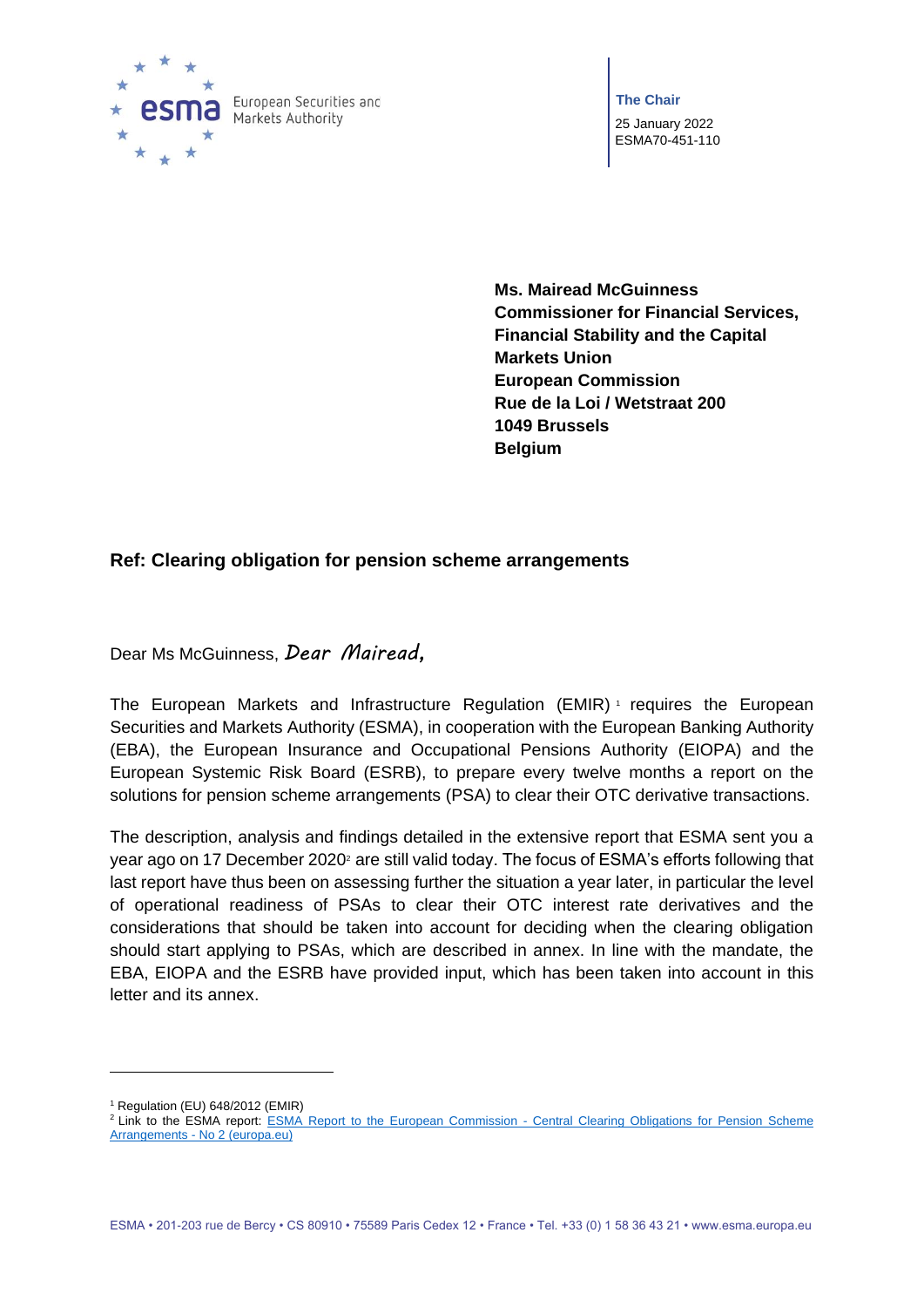European Securities and Markets Authority

**The Chair**

25 January 2022
ESMA70-451-110

**Ms. Mairead McGuinness**
**Commissioner for Financial Services, Financial Stability and the Capital Markets Union**
**European Commission**
**Rue de la Loi / Wetstraat 200**
**1049 Brussels**
**Belgium**

**Ref: Clearing obligation for pension scheme arrangements**

Dear Ms McGuinness, *Dear Mairead,*

The European Markets and Infrastructure Regulation (EMIR) [1] requires the European Securities and Markets Authority (ESMA), in cooperation with the European Banking Authority (EBA), the European Insurance and Occupational Pensions Authority (EIOPA) and the European Systemic Risk Board (ESRB), to prepare every twelve months a report on the solutions for pension scheme arrangements (PSA) to clear their OTC derivative transactions.

The description, analysis and findings detailed in the extensive report that ESMA sent you a year ago on 17 December 2020 [2] are still valid today. The focus of ESMA's efforts following that last report have thus been on assessing further the situation a year later, in particular the level of operational readiness of PSAs to clear their OTC interest rate derivatives and the considerations that should be taken into account for deciding when the clearing obligation should start applying to PSAs, which are described in annex. In line with the mandate, the EBA, EIOPA and the ESRB have provided input, which has been taken into account in this letter and its annex.

[1] Regulation (EU) 648/2012 (EMIR)

[2] Link to the ESMA report: ESMA Report to the European Commission - Central Clearing Obligations for Pension Scheme Arrangements - No 2 (europa.eu)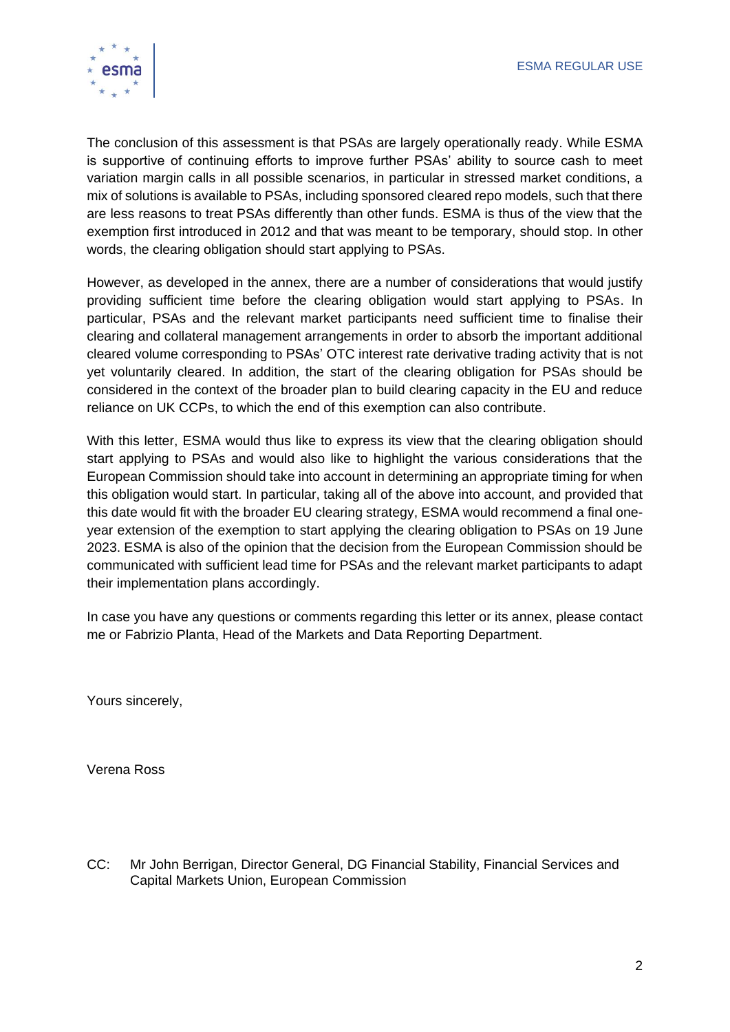The conclusion of this assessment is that PSAs are largely operationally ready. While ESMA is supportive of continuing efforts to improve further PSAs' ability to source cash to meet variation margin calls in all possible scenarios, in particular in stressed market conditions, a mix of solutions is available to PSAs, including sponsored cleared repo models, such that there are less reasons to treat PSAs differently than other funds. ESMA is thus of the view that the exemption first introduced in 2012 and that was meant to be temporary, should stop. In other words, the clearing obligation should start applying to PSAs.

However, as developed in the annex, there are a number of considerations that would justify providing sufficient time before the clearing obligation would start applying to PSAs. In particular, PSAs and the relevant market participants need sufficient time to finalise their clearing and collateral management arrangements in order to absorb the important additional cleared volume corresponding to PSAs' OTC interest rate derivative trading activity that is not yet voluntarily cleared. In addition, the start of the clearing obligation for PSAs should be considered in the context of the broader plan to build clearing capacity in the EU and reduce reliance on UK CCPs, to which the end of this exemption can also contribute.

With this letter, ESMA would thus like to express its view that the clearing obligation should start applying to PSAs and would also like to highlight the various considerations that the European Commission should take into account in determining an appropriate timing for when this obligation would start. In particular, taking all of the above into account, and provided that this date would fit with the broader EU clearing strategy, ESMA would recommend a final one-year extension of the exemption to start applying the clearing obligation to PSAs on 19 June 2023. ESMA is also of the opinion that the decision from the European Commission should be communicated with sufficient lead time for PSAs and the relevant market participants to adapt their implementation plans accordingly.

In case you have any questions or comments regarding this letter or its annex, please contact me or Fabrizio Planta, Head of the Markets and Data Reporting Department.

Yours sincerely,

Verena Ross

CC: Mr John Berrigan, Director General, DG Financial Stability, Financial Services and Capital Markets Union, European Commission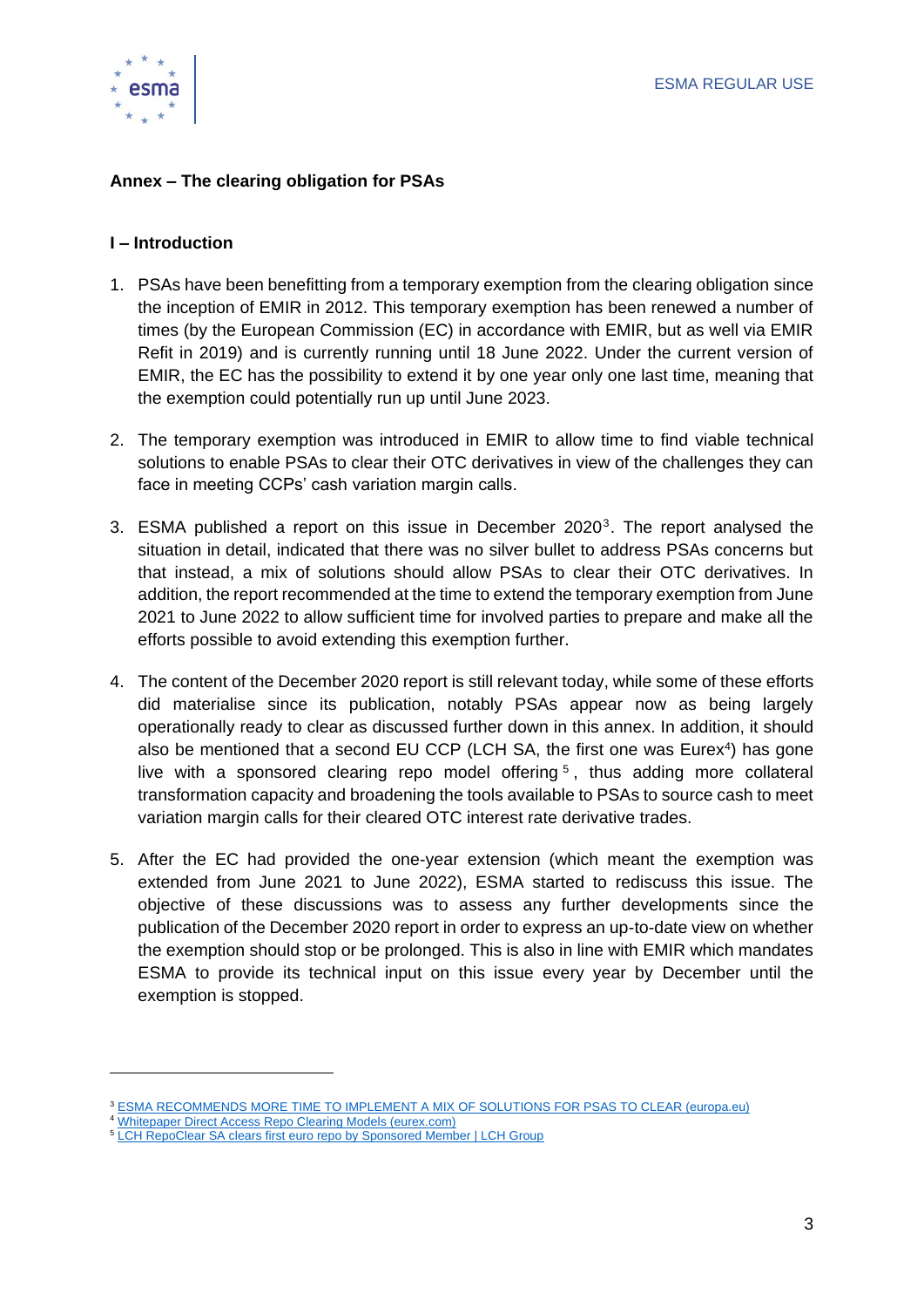## Annex – The clearing obligation for PSAs

### I – Introduction

1. PSAs have been benefitting from a temporary exemption from the clearing obligation since the inception of EMIR in 2012. This temporary exemption has been renewed a number of times (by the European Commission (EC) in accordance with EMIR, but as well via EMIR Refit in 2019) and is currently running until 18 June 2022. Under the current version of EMIR, the EC has the possibility to extend it by one year only one last time, meaning that the exemption could potentially run up until June 2023.

2. The temporary exemption was introduced in EMIR to allow time to find viable technical solutions to enable PSAs to clear their OTC derivatives in view of the challenges they can face in meeting CCPs' cash variation margin calls.

3. ESMA published a report on this issue in December 2020[3]. The report analysed the situation in detail, indicated that there was no silver bullet to address PSAs concerns but that instead, a mix of solutions should allow PSAs to clear their OTC derivatives. In addition, the report recommended at the time to extend the temporary exemption from June 2021 to June 2022 to allow sufficient time for involved parties to prepare and make all the efforts possible to avoid extending this exemption further.

4. The content of the December 2020 report is still relevant today, while some of these efforts did materialise since its publication, notably PSAs appear now as being largely operationally ready to clear as discussed further down in this annex. In addition, it should also be mentioned that a second EU CCP (LCH SA, the first one was Eurex[4]) has gone live with a sponsored clearing repo model offering[5], thus adding more collateral transformation capacity and broadening the tools available to PSAs to source cash to meet variation margin calls for their cleared OTC interest rate derivative trades.

5. After the EC had provided the one-year extension (which meant the exemption was extended from June 2021 to June 2022), ESMA started to rediscuss this issue. The objective of these discussions was to assess any further developments since the publication of the December 2020 report in order to express an up-to-date view on whether the exemption should stop or be prolonged. This is also in line with EMIR which mandates ESMA to provide its technical input on this issue every year by December until the exemption is stopped.

---

[3] ESMA RECOMMENDS MORE TIME TO IMPLEMENT A MIX OF SOLUTIONS FOR PSAS TO CLEAR (europa.eu)

[4] Whitepaper Direct Access Repo Clearing Models (eurex.com)

[5] LCH RepoClear SA clears first euro repo by Sponsored Member | LCH Group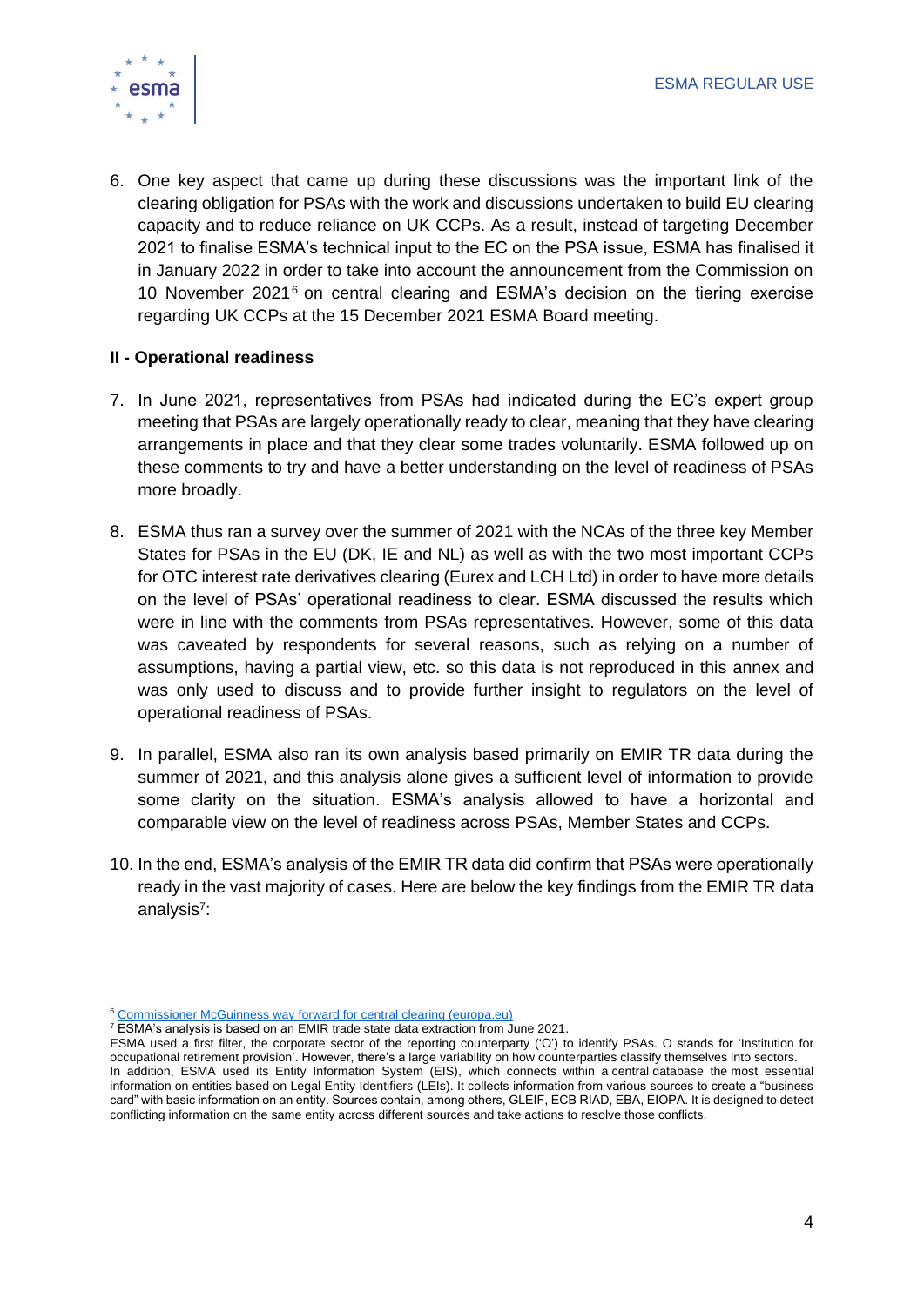6. One key aspect that came up during these discussions was the important link of the clearing obligation for PSAs with the work and discussions undertaken to build EU clearing capacity and to reduce reliance on UK CCPs. As a result, instead of targeting December 2021 to finalise ESMA's technical input to the EC on the PSA issue, ESMA has finalised it in January 2022 in order to take into account the announcement from the Commission on 10 November 2021[6] on central clearing and ESMA's decision on the tiering exercise regarding UK CCPs at the 15 December 2021 ESMA Board meeting.

## II - Operational readiness

7. In June 2021, representatives from PSAs had indicated during the EC's expert group meeting that PSAs are largely operationally ready to clear, meaning that they have clearing arrangements in place and that they clear some trades voluntarily. ESMA followed up on these comments to try and have a better understanding on the level of readiness of PSAs more broadly.

8. ESMA thus ran a survey over the summer of 2021 with the NCAs of the three key Member States for PSAs in the EU (DK, IE and NL) as well as with the two most important CCPs for OTC interest rate derivatives clearing (Eurex and LCH Ltd) in order to have more details on the level of PSAs' operational readiness to clear. ESMA discussed the results which were in line with the comments from PSAs representatives. However, some of this data was caveated by respondents for several reasons, such as relying on a number of assumptions, having a partial view, etc. so this data is not reproduced in this annex and was only used to discuss and to provide further insight to regulators on the level of operational readiness of PSAs.

9. In parallel, ESMA also ran its own analysis based primarily on EMIR TR data during the summer of 2021, and this analysis alone gives a sufficient level of information to provide some clarity on the situation. ESMA's analysis allowed to have a horizontal and comparable view on the level of readiness across PSAs, Member States and CCPs.

10. In the end, ESMA's analysis of the EMIR TR data did confirm that PSAs were operationally ready in the vast majority of cases. Here are below the key findings from the EMIR TR data analysis[7]:

---

[6] [Commissioner McGuinness way forward for central clearing (europa.eu)](#)

[7] ESMA's analysis is based on an EMIR trade state data extraction from June 2021.
ESMA used a first filter, the corporate sector of the reporting counterparty ('O') to identify PSAs. O stands for 'Institution for occupational retirement provision'. However, there's a large variability on how counterparties classify themselves into sectors.
In addition, ESMA used its Entity Information System (EIS), which connects within a central database the most essential information on entities based on Legal Entity Identifiers (LEIs). It collects information from various sources to create a "business card" with basic information on an entity. Sources contain, among others, GLEIF, ECB RIAD, EBA, EIOPA. It is designed to detect conflicting information on the same entity across different sources and take actions to resolve those conflicts.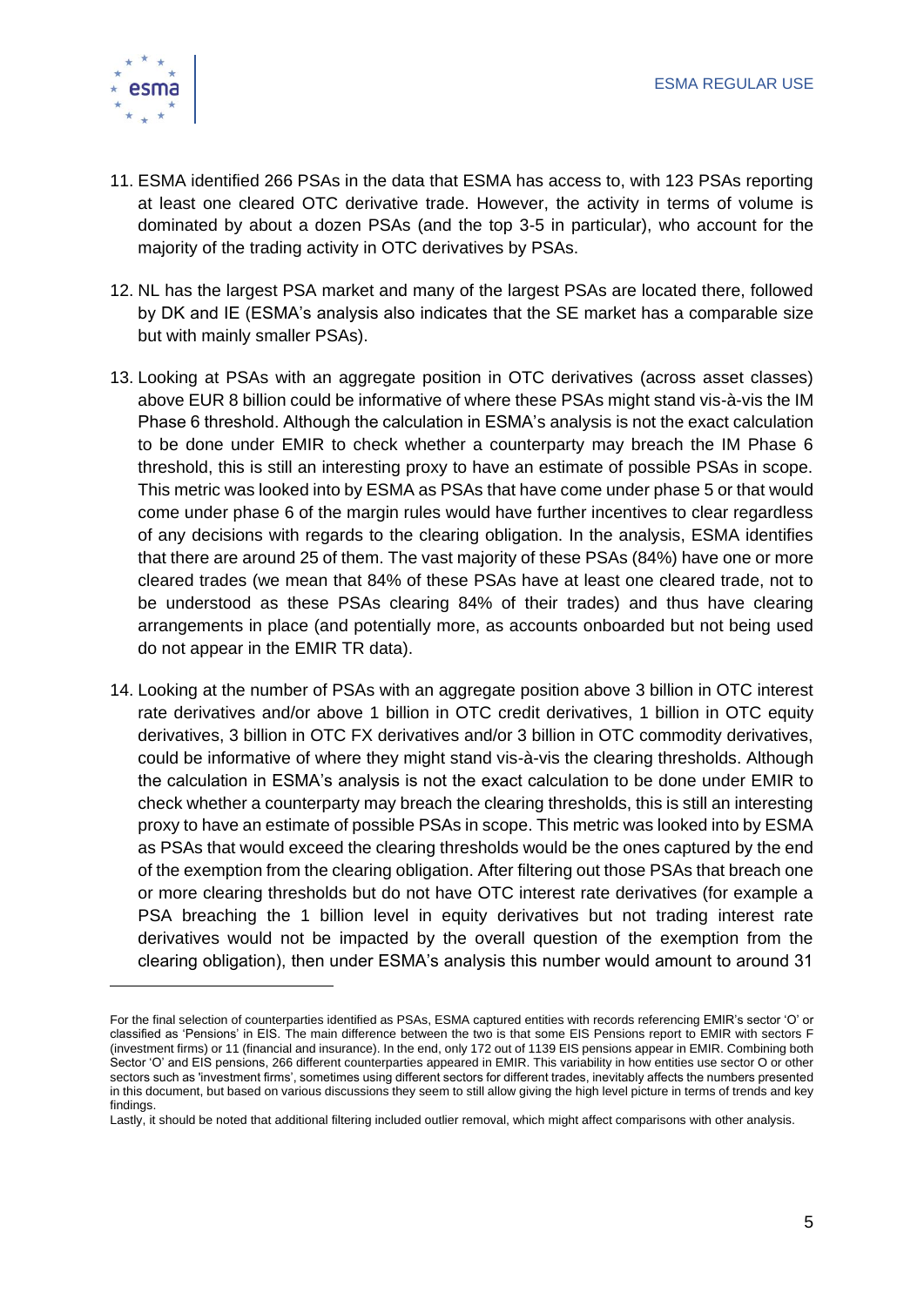11. ESMA identified 266 PSAs in the data that ESMA has access to, with 123 PSAs reporting at least one cleared OTC derivative trade. However, the activity in terms of volume is dominated by about a dozen PSAs (and the top 3-5 in particular), who account for the majority of the trading activity in OTC derivatives by PSAs.

12. NL has the largest PSA market and many of the largest PSAs are located there, followed by DK and IE (ESMA's analysis also indicates that the SE market has a comparable size but with mainly smaller PSAs).

13. Looking at PSAs with an aggregate position in OTC derivatives (across asset classes) above EUR 8 billion could be informative of where these PSAs might stand vis-à-vis the IM Phase 6 threshold. Although the calculation in ESMA's analysis is not the exact calculation to be done under EMIR to check whether a counterparty may breach the IM Phase 6 threshold, this is still an interesting proxy to have an estimate of possible PSAs in scope. This metric was looked into by ESMA as PSAs that have come under phase 5 or that would come under phase 6 of the margin rules would have further incentives to clear regardless of any decisions with regards to the clearing obligation. In the analysis, ESMA identifies that there are around 25 of them. The vast majority of these PSAs (84%) have one or more cleared trades (we mean that 84% of these PSAs have at least one cleared trade, not to be understood as these PSAs clearing 84% of their trades) and thus have clearing arrangements in place (and potentially more, as accounts onboarded but not being used do not appear in the EMIR TR data).

14. Looking at the number of PSAs with an aggregate position above 3 billion in OTC interest rate derivatives and/or above 1 billion in OTC credit derivatives, 1 billion in OTC equity derivatives, 3 billion in OTC FX derivatives and/or 3 billion in OTC commodity derivatives, could be informative of where they might stand vis-à-vis the clearing thresholds. Although the calculation in ESMA's analysis is not the exact calculation to be done under EMIR to check whether a counterparty may breach the clearing thresholds, this is still an interesting proxy to have an estimate of possible PSAs in scope. This metric was looked into by ESMA as PSAs that would exceed the clearing thresholds would be the ones captured by the end of the exemption from the clearing obligation. After filtering out those PSAs that breach one or more clearing thresholds but do not have OTC interest rate derivatives (for example a PSA breaching the 1 billion level in equity derivatives but not trading interest rate derivatives would not be impacted by the overall question of the exemption from the clearing obligation), then under ESMA's analysis this number would amount to around 31

---

For the final selection of counterparties identified as PSAs, ESMA captured entities with records referencing EMIR's sector 'O' or classified as 'Pensions' in EIS. The main difference between the two is that some EIS Pensions report to EMIR with sectors F (investment firms) or 11 (financial and insurance). In the end, only 172 out of 1139 EIS pensions appear in EMIR. Combining both Sector 'O' and EIS pensions, 266 different counterparties appeared in EMIR. This variability in how entities use sector O or other sectors such as 'investment firms', sometimes using different sectors for different trades, inevitably affects the numbers presented in this document, but based on various discussions they seem to still allow giving the high level picture in terms of trends and key findings.

Lastly, it should be noted that additional filtering included outlier removal, which might affect comparisons with other analysis.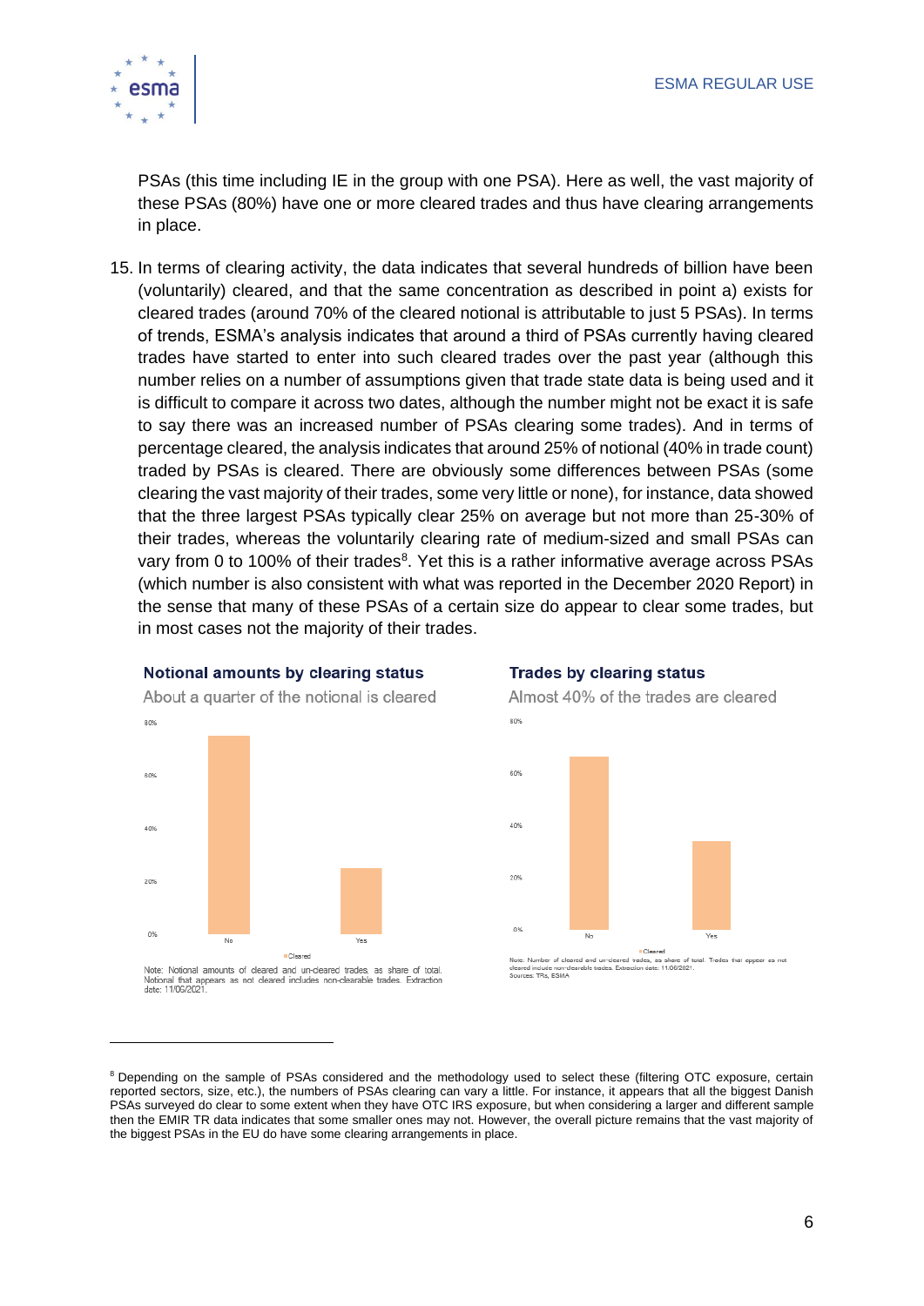PSAs (this time including IE in the group with one PSA). Here as well, the vast majority of these PSAs (80%) have one or more cleared trades and thus have clearing arrangements in place.

15. In terms of clearing activity, the data indicates that several hundreds of billion have been (voluntarily) cleared, and that the same concentration as described in point a) exists for cleared trades (around 70% of the cleared notional is attributable to just 5 PSAs). In terms of trends, ESMA's analysis indicates that around a third of PSAs currently having cleared trades have started to enter into such cleared trades over the past year (although this number relies on a number of assumptions given that trade state data is being used and it is difficult to compare it across two dates, although the number might not be exact it is safe to say there was an increased number of PSAs clearing some trades). And in terms of percentage cleared, the analysis indicates that around 25% of notional (40% in trade count) traded by PSAs is cleared. There are obviously some differences between PSAs (some clearing the vast majority of their trades, some very little or none), for instance, data showed that the three largest PSAs typically clear 25% on average but not more than 25-30% of their trades, whereas the voluntarily clearing rate of medium-sized and small PSAs can vary from 0 to 100% of their trades[8]. Yet this is a rather informative average across PSAs (which number is also consistent with what was reported in the December 2020 Report) in the sense that many of these PSAs of a certain size do appear to clear some trades, but in most cases not the majority of their trades.

**Notional amounts by clearing status**

About a quarter of the notional is cleared

Note: Notional amounts of cleared and un-cleared trades, as share of total. Notional that appears as not cleared includes non-clearable trades. Extraction date: 11/06/2021.

**Trades by clearing status**

Almost 40% of the trades are cleared

Note: Number of cleared and un-cleared trades, as share of total. Trades that appear as not cleared include non-clearable trades. Extraction date: 11/06/2021.
Sources: TRs, ESMA

[8] Depending on the sample of PSAs considered and the methodology used to select these (filtering OTC exposure, certain reported sectors, size, etc.), the numbers of PSAs clearing can vary a little. For instance, it appears that all the biggest Danish PSAs surveyed do clear to some extent when they have OTC IRS exposure, but when considering a larger and different sample then the EMIR TR data indicates that some smaller ones may not. However, the overall picture remains that the vast majority of the biggest PSAs in the EU do have some clearing arrangements in place.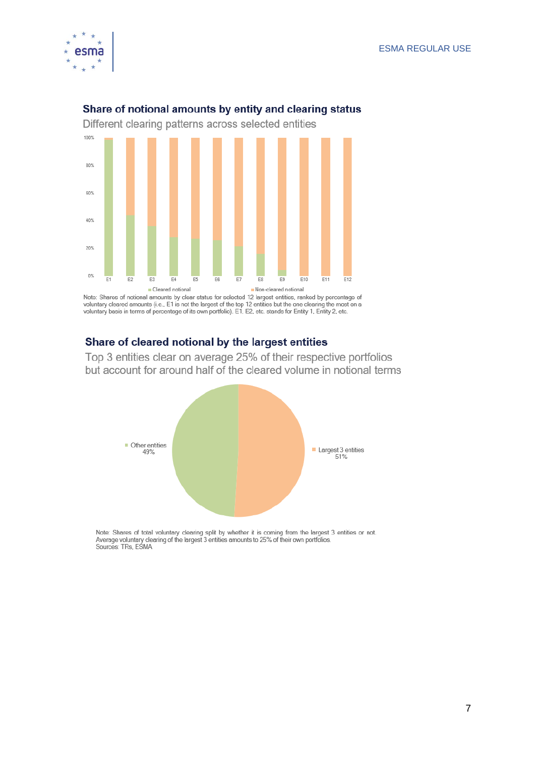**Share of notional amounts by entity and clearing status**

Different clearing patterns across selected entities

Note: Shares of notional amounts by clear status for selected 12 largest entities, ranked by percentage of voluntary cleared amounts (i.e., E1 is not the largest of the top 12 entities but the one clearing the most on a voluntary basis in terms of percentage of its own portfolio). E1, E2, etc. stands for Entity 1, Entity 2, etc.

**Share of cleared notional by the largest entities**

Top 3 entities clear on average 25% of their respective portfolios but account for around half of the cleared volume in notional terms

Note: Shares of total voluntary clearing split by whether it is coming from the largest 3 entities or not. Average voluntary clearing of the largest 3 entities amounts to 25% of their own portfolios.
Sources: TRs, ESMA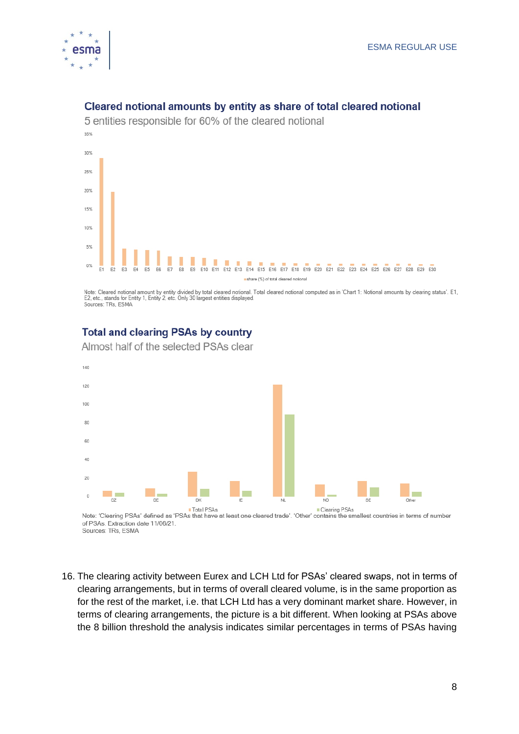**Cleared notional amounts by entity as share of total cleared notional**

5 entities responsible for 60% of the cleared notional

Note: Cleared notional amount by entity divided by total cleared notional. Total cleared notional computed as in 'Chart 1: Notional amounts by clearing status'. E1, E2, etc., stands for Entity 1, Entity 2 etc. Only 30 largest entities displayed.
Sources: TRs, ESMA

**Total and clearing PSAs by country**

Almost half of the selected PSAs clear

Note: 'Clearing PSAs' defined as 'PSAs that have at least one cleared trade'. 'Other' contains the smallest countries in terms of number of PSAs. Extraction date 11/06/21.
Sources: TRs, ESMA

16. The clearing activity between Eurex and LCH Ltd for PSAs' cleared swaps, not in terms of clearing arrangements, but in terms of overall cleared volume, is in the same proportion as for the rest of the market, i.e. that LCH Ltd has a very dominant market share. However, in terms of clearing arrangements, the picture is a bit different. When looking at PSAs above the 8 billion threshold the analysis indicates similar percentages in terms of PSAs having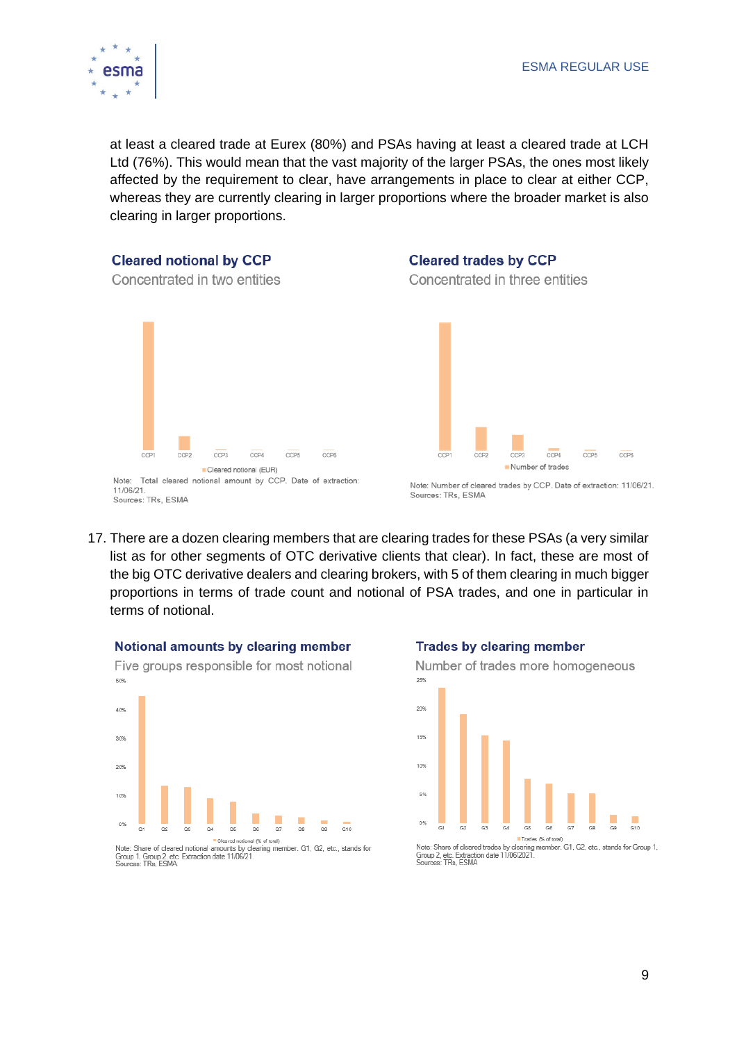at least a cleared trade at Eurex (80%) and PSAs having at least a cleared trade at LCH Ltd (76%). This would mean that the vast majority of the larger PSAs, the ones most likely affected by the requirement to clear, have arrangements in place to clear at either CCP, whereas they are currently clearing in larger proportions where the broader market is also clearing in larger proportions.

**Cleared notional by CCP**

Concentrated in two entities

CCP1 CCP2 CCP3 CCP4 CCP5 CCP6

Cleared notional (EUR)

Note: Total cleared notional amount by CCP. Date of extraction: 11/06/21.
Sources: TRs, ESMA

**Cleared trades by CCP**

Concentrated in three entities

CCP1 CCP2 CCP3 CCP4 CCP5 CCP6

Number of trades

Note: Number of cleared trades by CCP. Date of extraction: 11/06/21.
Sources: TRs, ESMA

17. There are a dozen clearing members that are clearing trades for these PSAs (a very similar list as for other segments of OTC derivative clients that clear). In fact, these are most of the big OTC derivative dealers and clearing brokers, with 5 of them clearing in much bigger proportions in terms of trade count and notional of PSA trades, and one in particular in terms of notional.

**Notional amounts by clearing member**

Five groups responsible for most notional

0% 10% 20% 30% 40% 50%

G1 G2 G3 G4 G5 G6 G7 G8 G9 G10

Cleared notional (% of total)

Note: Share of cleared notional amounts by clearing member. G1, G2, etc., stands for Group 1, Group 2, etc. Extraction date 11/06/21.
Sources: TRs, ESMA

**Trades by clearing member**

Number of trades more homogeneous

0% 5% 10% 15% 20% 25%

G1 G2 G3 G4 G5 G6 G7 G8 G9 G10

Trades (% of total)

Note: Share of cleared trades by clearing member. G1, G2, etc., stands for Group 1, Group 2, etc. Extraction date 11/06/2021.
Sources: TRs, ESMA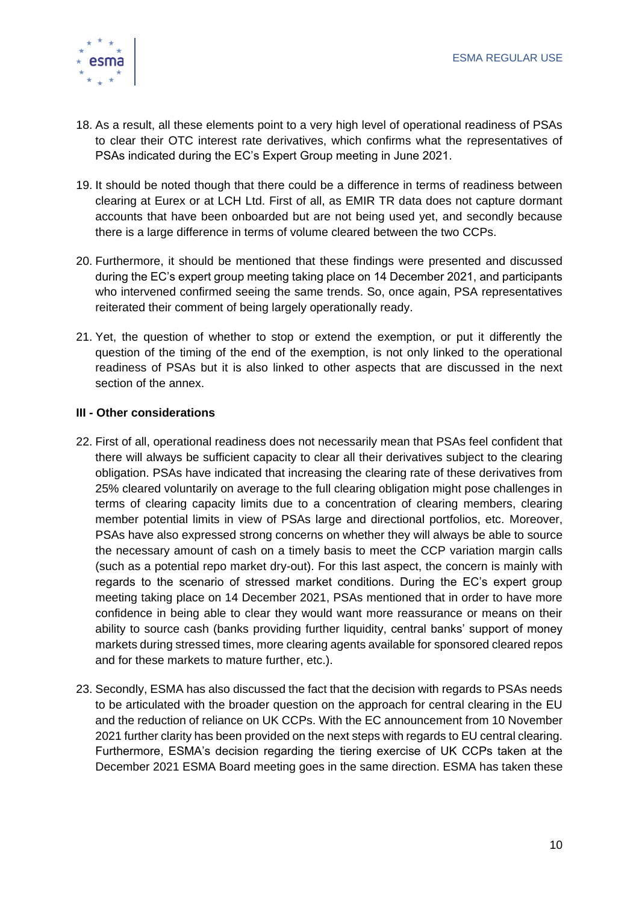18. As a result, all these elements point to a very high level of operational readiness of PSAs to clear their OTC interest rate derivatives, which confirms what the representatives of PSAs indicated during the EC's Expert Group meeting in June 2021.

19. It should be noted though that there could be a difference in terms of readiness between clearing at Eurex or at LCH Ltd. First of all, as EMIR TR data does not capture dormant accounts that have been onboarded but are not being used yet, and secondly because there is a large difference in terms of volume cleared between the two CCPs.

20. Furthermore, it should be mentioned that these findings were presented and discussed during the EC's expert group meeting taking place on 14 December 2021, and participants who intervened confirmed seeing the same trends. So, once again, PSA representatives reiterated their comment of being largely operationally ready.

21. Yet, the question of whether to stop or extend the exemption, or put it differently the question of the timing of the end of the exemption, is not only linked to the operational readiness of PSAs but it is also linked to other aspects that are discussed in the next section of the annex.

### III - Other considerations

22. First of all, operational readiness does not necessarily mean that PSAs feel confident that there will always be sufficient capacity to clear all their derivatives subject to the clearing obligation. PSAs have indicated that increasing the clearing rate of these derivatives from 25% cleared voluntarily on average to the full clearing obligation might pose challenges in terms of clearing capacity limits due to a concentration of clearing members, clearing member potential limits in view of PSAs large and directional portfolios, etc. Moreover, PSAs have also expressed strong concerns on whether they will always be able to source the necessary amount of cash on a timely basis to meet the CCP variation margin calls (such as a potential repo market dry-out). For this last aspect, the concern is mainly with regards to the scenario of stressed market conditions. During the EC's expert group meeting taking place on 14 December 2021, PSAs mentioned that in order to have more confidence in being able to clear they would want more reassurance or means on their ability to source cash (banks providing further liquidity, central banks' support of money markets during stressed times, more clearing agents available for sponsored cleared repos and for these markets to mature further, etc.).

23. Secondly, ESMA has also discussed the fact that the decision with regards to PSAs needs to be articulated with the broader question on the approach for central clearing in the EU and the reduction of reliance on UK CCPs. With the EC announcement from 10 November 2021 further clarity has been provided on the next steps with regards to EU central clearing. Furthermore, ESMA's decision regarding the tiering exercise of UK CCPs taken at the December 2021 ESMA Board meeting goes in the same direction. ESMA has taken these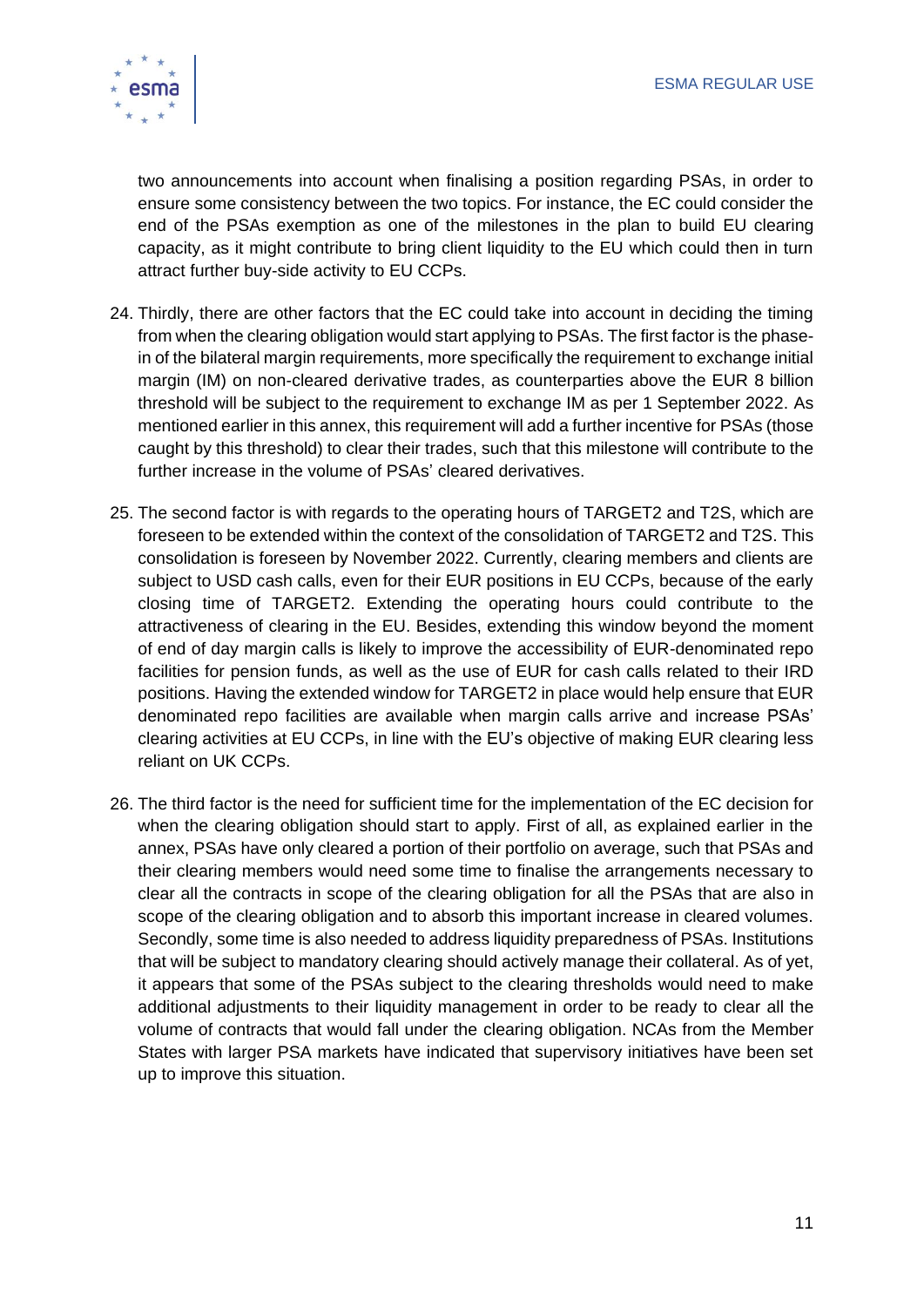two announcements into account when finalising a position regarding PSAs, in order to ensure some consistency between the two topics. For instance, the EC could consider the end of the PSAs exemption as one of the milestones in the plan to build EU clearing capacity, as it might contribute to bring client liquidity to the EU which could then in turn attract further buy-side activity to EU CCPs.

24. Thirdly, there are other factors that the EC could take into account in deciding the timing from when the clearing obligation would start applying to PSAs. The first factor is the phase-in of the bilateral margin requirements, more specifically the requirement to exchange initial margin (IM) on non-cleared derivative trades, as counterparties above the EUR 8 billion threshold will be subject to the requirement to exchange IM as per 1 September 2022. As mentioned earlier in this annex, this requirement will add a further incentive for PSAs (those caught by this threshold) to clear their trades, such that this milestone will contribute to the further increase in the volume of PSAs' cleared derivatives.

25. The second factor is with regards to the operating hours of TARGET2 and T2S, which are foreseen to be extended within the context of the consolidation of TARGET2 and T2S. This consolidation is foreseen by November 2022. Currently, clearing members and clients are subject to USD cash calls, even for their EUR positions in EU CCPs, because of the early closing time of TARGET2. Extending the operating hours could contribute to the attractiveness of clearing in the EU. Besides, extending this window beyond the moment of end of day margin calls is likely to improve the accessibility of EUR-denominated repo facilities for pension funds, as well as the use of EUR for cash calls related to their IRD positions. Having the extended window for TARGET2 in place would help ensure that EUR denominated repo facilities are available when margin calls arrive and increase PSAs' clearing activities at EU CCPs, in line with the EU's objective of making EUR clearing less reliant on UK CCPs.

26. The third factor is the need for sufficient time for the implementation of the EC decision for when the clearing obligation should start to apply. First of all, as explained earlier in the annex, PSAs have only cleared a portion of their portfolio on average, such that PSAs and their clearing members would need some time to finalise the arrangements necessary to clear all the contracts in scope of the clearing obligation for all the PSAs that are also in scope of the clearing obligation and to absorb this important increase in cleared volumes. Secondly, some time is also needed to address liquidity preparedness of PSAs. Institutions that will be subject to mandatory clearing should actively manage their collateral. As of yet, it appears that some of the PSAs subject to the clearing thresholds would need to make additional adjustments to their liquidity management in order to be ready to clear all the volume of contracts that would fall under the clearing obligation. NCAs from the Member States with larger PSA markets have indicated that supervisory initiatives have been set up to improve this situation.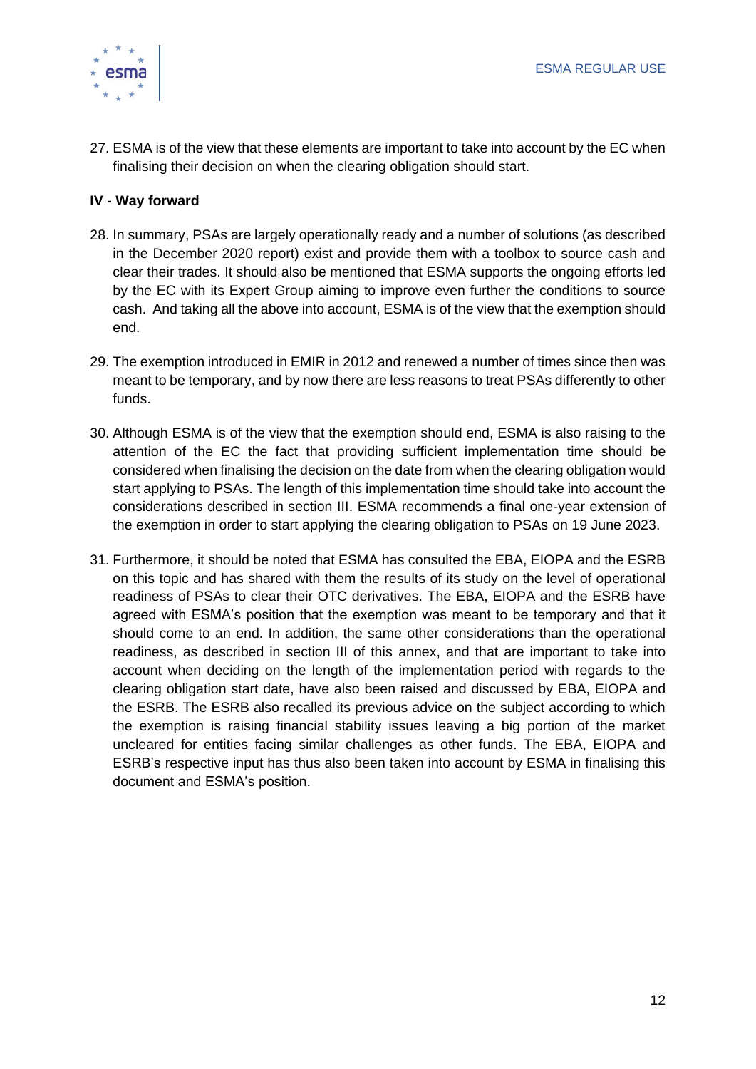27. ESMA is of the view that these elements are important to take into account by the EC when finalising their decision on when the clearing obligation should start.

**IV - Way forward**

28. In summary, PSAs are largely operationally ready and a number of solutions (as described in the December 2020 report) exist and provide them with a toolbox to source cash and clear their trades. It should also be mentioned that ESMA supports the ongoing efforts led by the EC with its Expert Group aiming to improve even further the conditions to source cash. And taking all the above into account, ESMA is of the view that the exemption should end.

29. The exemption introduced in EMIR in 2012 and renewed a number of times since then was meant to be temporary, and by now there are less reasons to treat PSAs differently to other funds.

30. Although ESMA is of the view that the exemption should end, ESMA is also raising to the attention of the EC the fact that providing sufficient implementation time should be considered when finalising the decision on the date from when the clearing obligation would start applying to PSAs. The length of this implementation time should take into account the considerations described in section III. ESMA recommends a final one-year extension of the exemption in order to start applying the clearing obligation to PSAs on 19 June 2023.

31. Furthermore, it should be noted that ESMA has consulted the EBA, EIOPA and the ESRB on this topic and has shared with them the results of its study on the level of operational readiness of PSAs to clear their OTC derivatives. The EBA, EIOPA and the ESRB have agreed with ESMA's position that the exemption was meant to be temporary and that it should come to an end. In addition, the same other considerations than the operational readiness, as described in section III of this annex, and that are important to take into account when deciding on the length of the implementation period with regards to the clearing obligation start date, have also been raised and discussed by EBA, EIOPA and the ESRB. The ESRB also recalled its previous advice on the subject according to which the exemption is raising financial stability issues leaving a big portion of the market uncleared for entities facing similar challenges as other funds. The EBA, EIOPA and ESRB's respective input has thus also been taken into account by ESMA in finalising this document and ESMA's position.